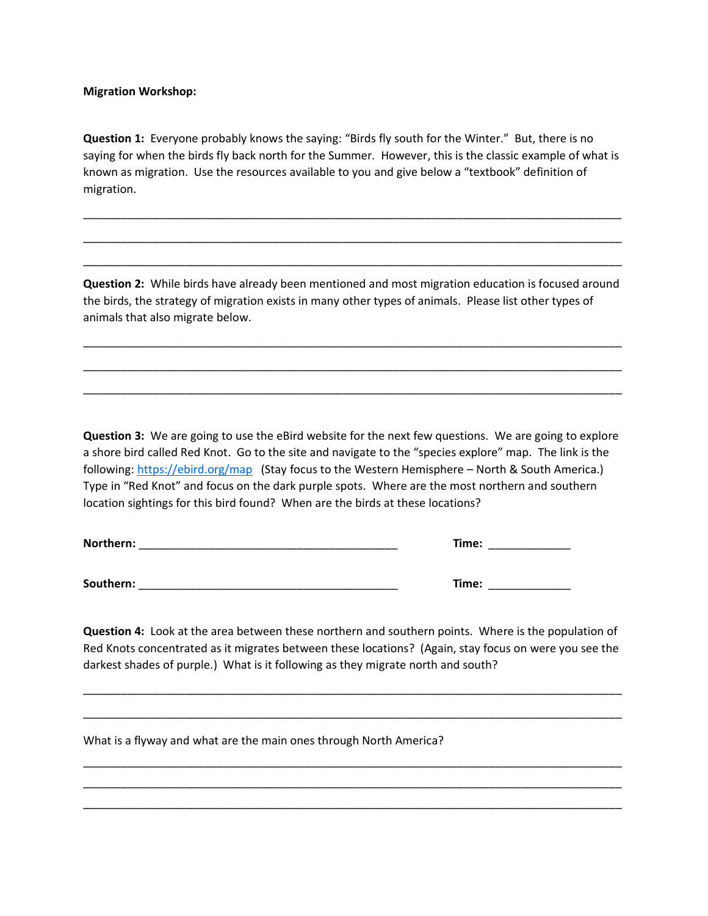**Migration Workshop:**

**Question 1:** Everyone probably knows the saying: "Birds fly south for the Winter." But, there is no saying for when the birds fly back north for the Summer. However, this is the classic example of what is known as migration. Use the resources available to you and give below a "textbook" definition of migration.

________________________________________________________________________________

________________________________________________________________________________

________________________________________________________________________________

**Question 2:** While birds have already been mentioned and most migration education is focused around the birds, the strategy of migration exists in many other types of animals. Please list other types of animals that also migrate below.

________________________________________________________________________________

________________________________________________________________________________

________________________________________________________________________________

**Question 3:** We are going to use the eBird website for the next few questions. We are going to explore a shore bird called Red Knot. Go to the site and navigate to the "species explore" map. The link is the following: [https://ebird.org/map](https://ebird.org/map) (Stay focus to the Western Hemisphere – North & South America.) Type in "Red Knot" and focus on the dark purple spots. Where are the most northern and southern location sightings for this bird found? When are the birds at these locations?

**Northern:** ______________________________________ **Time:** ____________

**Southern:** ______________________________________ **Time:** ____________

**Question 4:** Look at the area between these northern and southern points. Where is the population of Red Knots concentrated as it migrates between these locations? (Again, stay focus on were you see the darkest shades of purple.) What is it following as they migrate north and south?

________________________________________________________________________________

________________________________________________________________________________

What is a flyway and what are the main ones through North America?

________________________________________________________________________________

________________________________________________________________________________

________________________________________________________________________________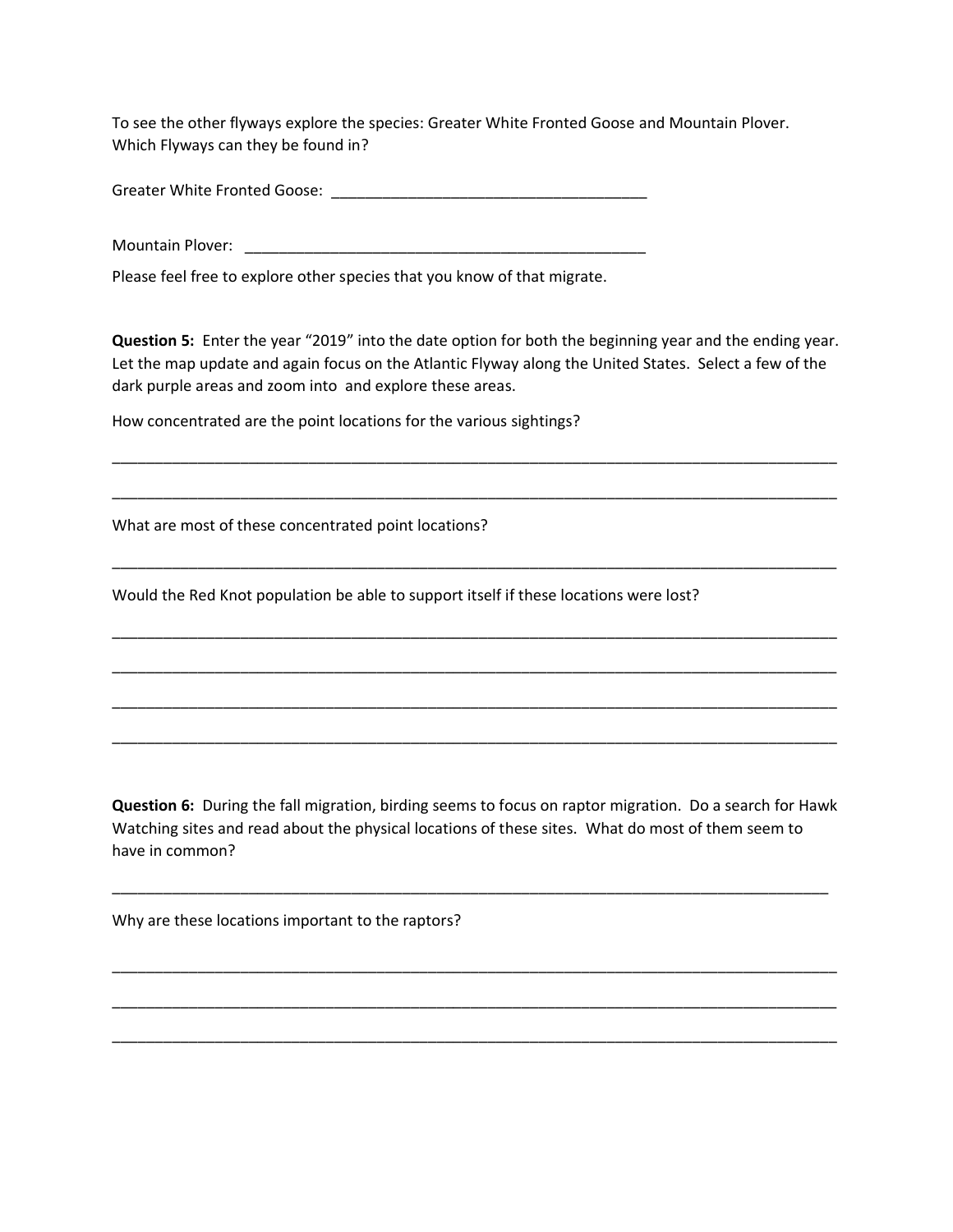To see the other flyways explore the species: Greater White Fronted Goose and Mountain Plover. Which Flyways can they be found in?

Greater White Fronted Goose: _____________________________________

Mountain Plover: ________________________________________________

Please feel free to explore other species that you know of that migrate.

**Question 5:** Enter the year "2019" into the date option for both the beginning year and the ending year. Let the map update and again focus on the Atlantic Flyway along the United States. Select a few of the dark purple areas and zoom into and explore these areas.

How concentrated are the point locations for the various sightings?

_________________________________________________________________________________________

_________________________________________________________________________________________

What are most of these concentrated point locations?

_________________________________________________________________________________________

Would the Red Knot population be able to support itself if these locations were lost?

_________________________________________________________________________________________

_________________________________________________________________________________________

_________________________________________________________________________________________

_________________________________________________________________________________________

**Question 6:** During the fall migration, birding seems to focus on raptor migration. Do a search for Hawk Watching sites and read about the physical locations of these sites. What do most of them seem to have in common?

_________________________________________________________________________________________

Why are these locations important to the raptors?

_________________________________________________________________________________________

_________________________________________________________________________________________

_________________________________________________________________________________________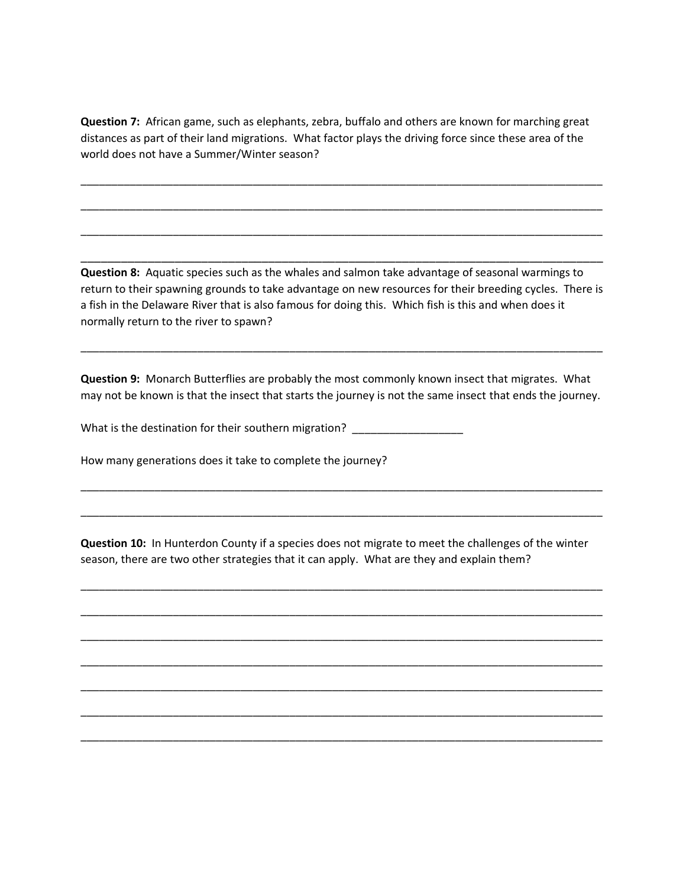**Question 7:** African game, such as elephants, zebra, buffalo and others are known for marching great distances as part of their land migrations. What factor plays the driving force since these area of the world does not have a Summer/Winter season?

_____________________________________________________________________________________

_____________________________________________________________________________________

_____________________________________________________________________________________

_____________________________________________________________________________________

**Question 8:** Aquatic species such as the whales and salmon take advantage of seasonal warmings to return to their spawning grounds to take advantage on new resources for their breeding cycles. There is a fish in the Delaware River that is also famous for doing this. Which fish is this and when does it normally return to the river to spawn?

_____________________________________________________________________________________

**Question 9:** Monarch Butterflies are probably the most commonly known insect that migrates. What may not be known is that the insect that starts the journey is not the same insect that ends the journey.

What is the destination for their southern migration? __________________

How many generations does it take to complete the journey?

_____________________________________________________________________________________

_____________________________________________________________________________________

**Question 10:** In Hunterdon County if a species does not migrate to meet the challenges of the winter season, there are two other strategies that it can apply. What are they and explain them?

_____________________________________________________________________________________

_____________________________________________________________________________________

_____________________________________________________________________________________

_____________________________________________________________________________________

_____________________________________________________________________________________

_____________________________________________________________________________________

_____________________________________________________________________________________